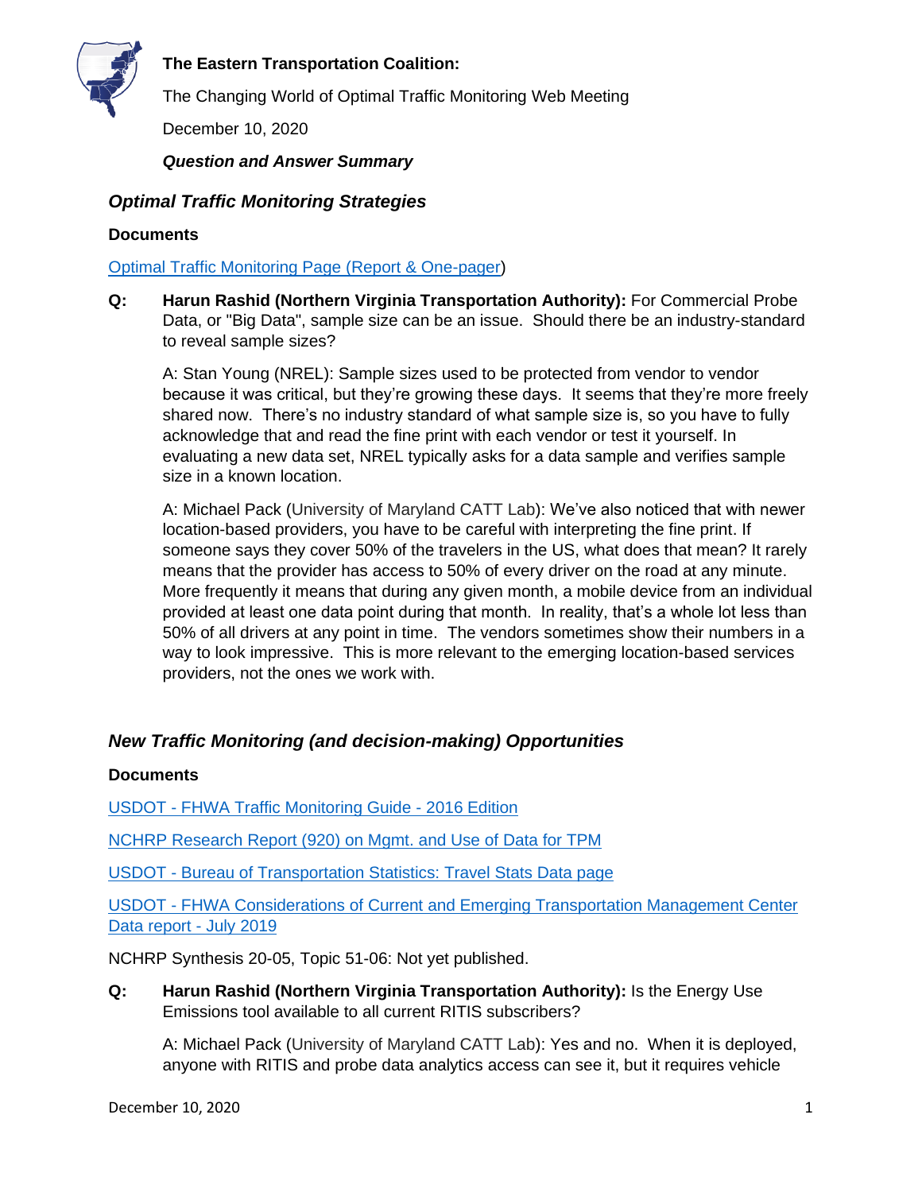**The Eastern Transportation Coalition:**

The Changing World of Optimal Traffic Monitoring Web Meeting

December 10, 2020

***Question and Answer Summary***

## *Optimal Traffic Monitoring Strategies*

### Documents

Optimal Traffic Monitoring Page (Report & One-pager)

**Q: Harun Rashid (Northern Virginia Transportation Authority):** For Commercial Probe Data, or "Big Data", sample size can be an issue. Should there be an industry-standard to reveal sample sizes?

A: Stan Young (NREL): Sample sizes used to be protected from vendor to vendor because it was critical, but they're growing these days. It seems that they're more freely shared now. There's no industry standard of what sample size is, so you have to fully acknowledge that and read the fine print with each vendor or test it yourself. In evaluating a new data set, NREL typically asks for a data sample and verifies sample size in a known location.

A: Michael Pack (University of Maryland CATT Lab): We've also noticed that with newer location-based providers, you have to be careful with interpreting the fine print. If someone says they cover 50% of the travelers in the US, what does that mean? It rarely means that the provider has access to 50% of every driver on the road at any minute. More frequently it means that during any given month, a mobile device from an individual provided at least one data point during that month. In reality, that's a whole lot less than 50% of all drivers at any point in time. The vendors sometimes show their numbers in a way to look impressive. This is more relevant to the emerging location-based services providers, not the ones we work with.

## *New Traffic Monitoring (and decision-making) Opportunities*

### Documents

USDOT - FHWA Traffic Monitoring Guide - 2016 Edition

NCHRP Research Report (920) on Mgmt. and Use of Data for TPM

USDOT - Bureau of Transportation Statistics: Travel Stats Data page

USDOT - FHWA Considerations of Current and Emerging Transportation Management Center Data report - July 2019

NCHRP Synthesis 20-05, Topic 51-06: Not yet published.

**Q: Harun Rashid (Northern Virginia Transportation Authority):** Is the Energy Use Emissions tool available to all current RITIS subscribers?

A: Michael Pack (University of Maryland CATT Lab): Yes and no. When it is deployed, anyone with RITIS and probe data analytics access can see it, but it requires vehicle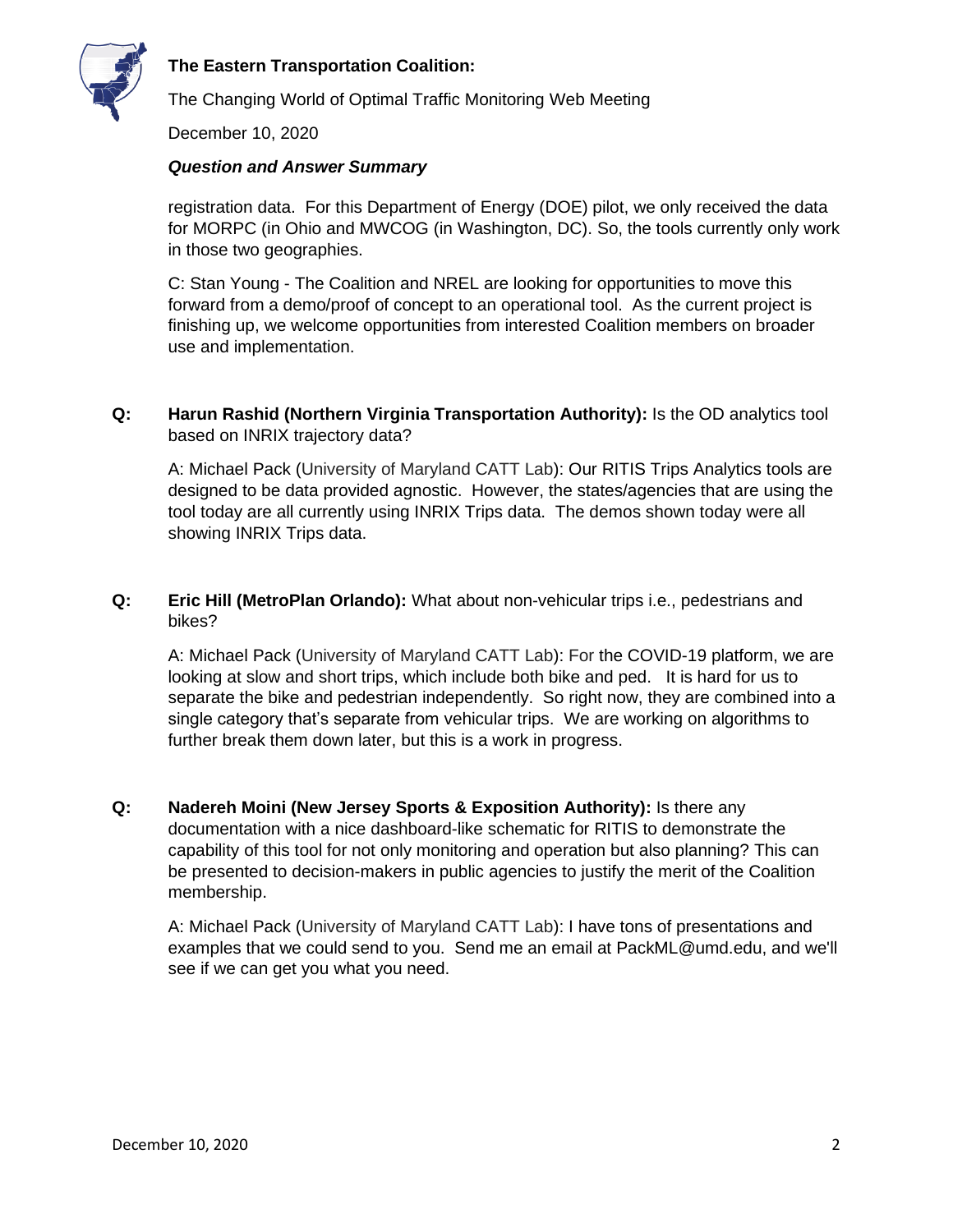registration data. For this Department of Energy (DOE) pilot, we only received the data for MORPC (in Ohio and MWCOG (in Washington, DC). So, the tools currently only work in those two geographies.

C: Stan Young - The Coalition and NREL are looking for opportunities to move this forward from a demo/proof of concept to an operational tool. As the current project is finishing up, we welcome opportunities from interested Coalition members on broader use and implementation.

**Q:** **Harun Rashid (Northern Virginia Transportation Authority):** Is the OD analytics tool based on INRIX trajectory data?

A: Michael Pack (University of Maryland CATT Lab): Our RITIS Trips Analytics tools are designed to be data provided agnostic. However, the states/agencies that are using the tool today are all currently using INRIX Trips data. The demos shown today were all showing INRIX Trips data.

**Q:** **Eric Hill (MetroPlan Orlando):** What about non-vehicular trips i.e., pedestrians and bikes?

A: Michael Pack (University of Maryland CATT Lab): For the COVID-19 platform, we are looking at slow and short trips, which include both bike and ped. It is hard for us to separate the bike and pedestrian independently. So right now, they are combined into a single category that's separate from vehicular trips. We are working on algorithms to further break them down later, but this is a work in progress.

**Q:** **Nadereh Moini (New Jersey Sports & Exposition Authority):** Is there any documentation with a nice dashboard-like schematic for RITIS to demonstrate the capability of this tool for not only monitoring and operation but also planning? This can be presented to decision-makers in public agencies to justify the merit of the Coalition membership.

A: Michael Pack (University of Maryland CATT Lab): I have tons of presentations and examples that we could send to you. Send me an email at PackML@umd.edu, and we'll see if we can get you what you need.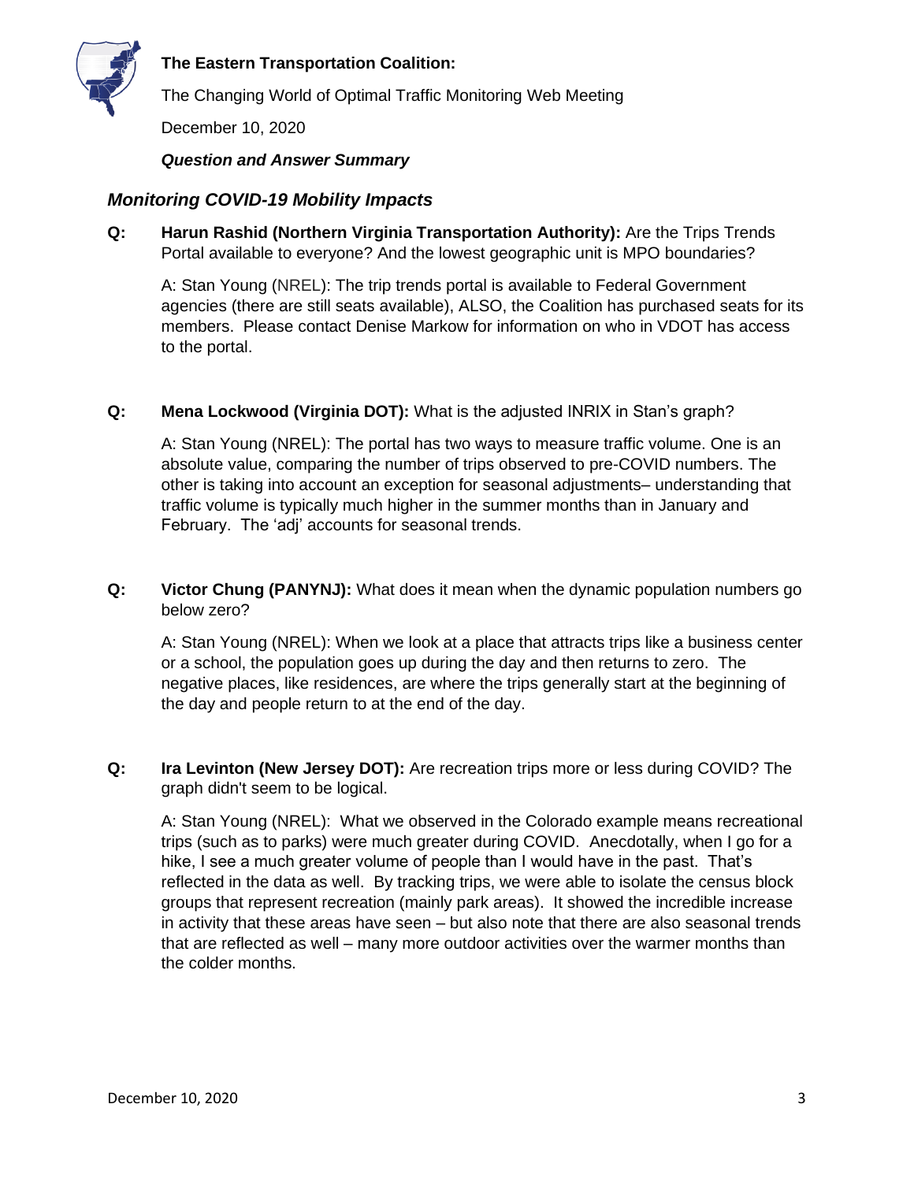**The Eastern Transportation Coalition:**

The Changing World of Optimal Traffic Monitoring Web Meeting

December 10, 2020

***Question and Answer Summary***

## *Monitoring COVID-19 Mobility Impacts*

**Q: Harun Rashid (Northern Virginia Transportation Authority):** Are the Trips Trends Portal available to everyone? And the lowest geographic unit is MPO boundaries?

A: Stan Young (NREL): The trip trends portal is available to Federal Government agencies (there are still seats available), ALSO, the Coalition has purchased seats for its members. Please contact Denise Markow for information on who in VDOT has access to the portal.

**Q: Mena Lockwood (Virginia DOT):** What is the adjusted INRIX in Stan's graph?

A: Stan Young (NREL): The portal has two ways to measure traffic volume. One is an absolute value, comparing the number of trips observed to pre-COVID numbers. The other is taking into account an exception for seasonal adjustments– understanding that traffic volume is typically much higher in the summer months than in January and February. The 'adj' accounts for seasonal trends.

**Q: Victor Chung (PANYNJ):** What does it mean when the dynamic population numbers go below zero?

A: Stan Young (NREL): When we look at a place that attracts trips like a business center or a school, the population goes up during the day and then returns to zero. The negative places, like residences, are where the trips generally start at the beginning of the day and people return to at the end of the day.

**Q: Ira Levinton (New Jersey DOT):** Are recreation trips more or less during COVID? The graph didn't seem to be logical.

A: Stan Young (NREL): What we observed in the Colorado example means recreational trips (such as to parks) were much greater during COVID. Anecdotally, when I go for a hike, I see a much greater volume of people than I would have in the past. That's reflected in the data as well. By tracking trips, we were able to isolate the census block groups that represent recreation (mainly park areas). It showed the incredible increase in activity that these areas have seen – but also note that there are also seasonal trends that are reflected as well – many more outdoor activities over the warmer months than the colder months.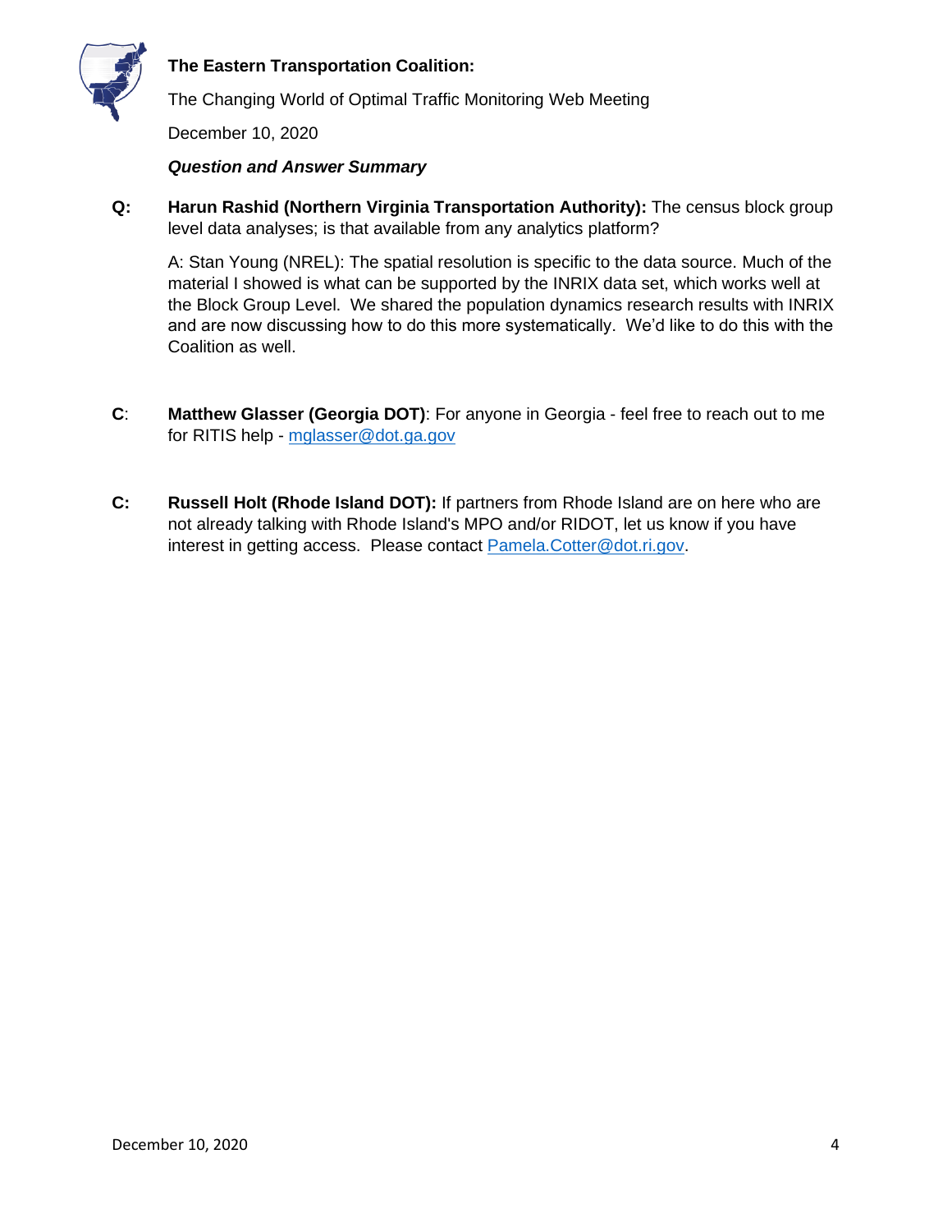**The Eastern Transportation Coalition:**

The Changing World of Optimal Traffic Monitoring Web Meeting

December 10, 2020

***Question and Answer Summary***

**Q: Harun Rashid (Northern Virginia Transportation Authority):** The census block group level data analyses; is that available from any analytics platform?

A: Stan Young (NREL): The spatial resolution is specific to the data source. Much of the material I showed is what can be supported by the INRIX data set, which works well at the Block Group Level. We shared the population dynamics research results with INRIX and are now discussing how to do this more systematically. We'd like to do this with the Coalition as well.

**C**: **Matthew Glasser (Georgia DOT)**: For anyone in Georgia - feel free to reach out to me for RITIS help - mglasser@dot.ga.gov

**C: Russell Holt (Rhode Island DOT):** If partners from Rhode Island are on here who are not already talking with Rhode Island's MPO and/or RIDOT, let us know if you have interest in getting access. Please contact Pamela.Cotter@dot.ri.gov.